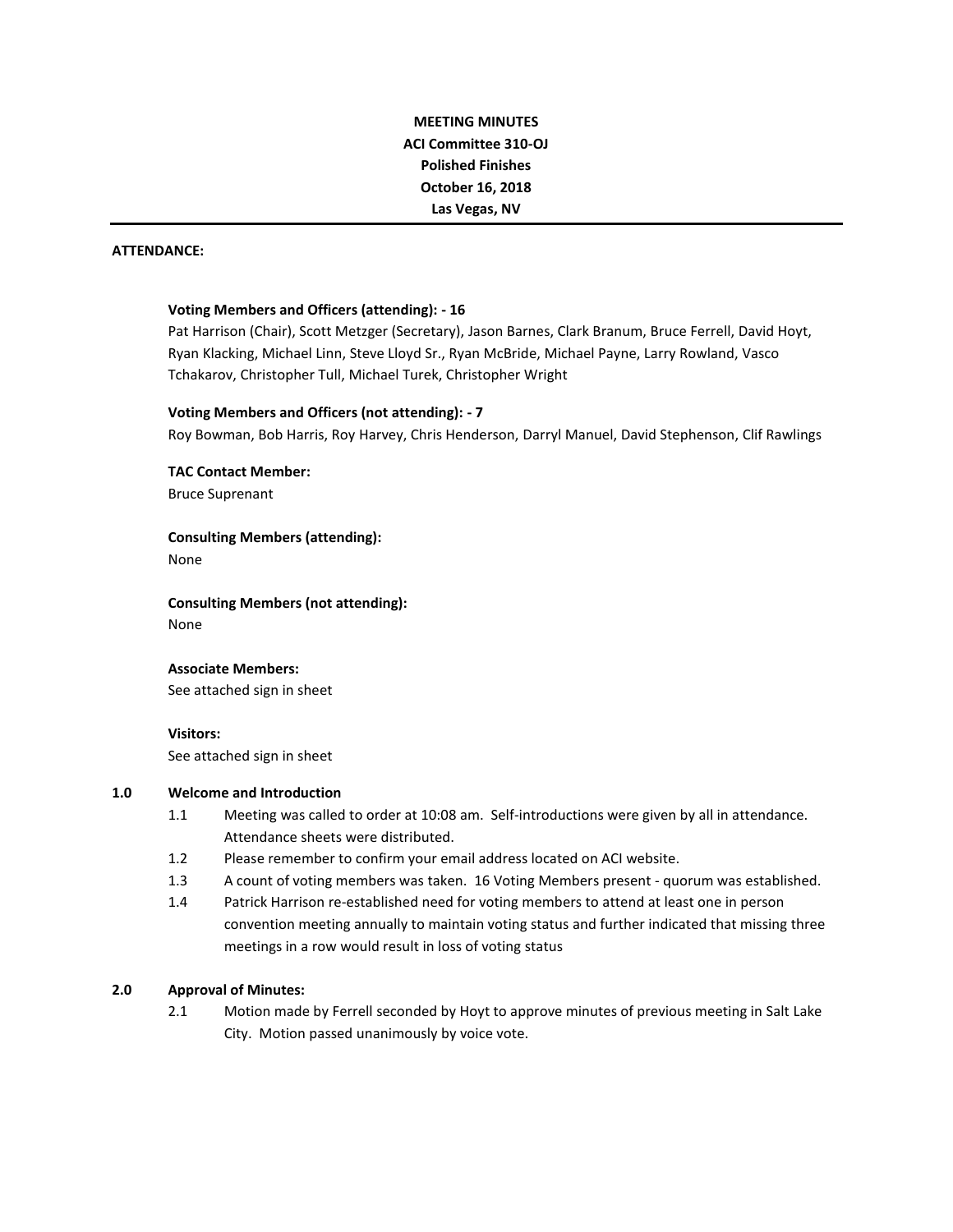**MEETING MINUTES**
**ACI Committee 310-OJ**
**Polished Finishes**
**October 16, 2018**
**Las Vegas, NV**

---

**ATTENDANCE:**

**Voting Members and Officers (attending): - 16**
Pat Harrison (Chair), Scott Metzger (Secretary), Jason Barnes, Clark Branum, Bruce Ferrell, David Hoyt, Ryan Klacking, Michael Linn, Steve Lloyd Sr., Ryan McBride, Michael Payne, Larry Rowland, Vasco Tchakarov, Christopher Tull, Michael Turek, Christopher Wright

**Voting Members and Officers (not attending): - 7**
Roy Bowman, Bob Harris, Roy Harvey, Chris Henderson, Darryl Manuel, David Stephenson, Clif Rawlings

**TAC Contact Member:**
Bruce Suprenant

**Consulting Members (attending):**
None

**Consulting Members (not attending):**
None

**Associate Members:**
See attached sign in sheet

**Visitors:**
See attached sign in sheet

**1.0 Welcome and Introduction**

1.1 Meeting was called to order at 10:08 am. Self-introductions were given by all in attendance. Attendance sheets were distributed.

1.2 Please remember to confirm your email address located on ACI website.

1.3 A count of voting members was taken. 16 Voting Members present - quorum was established.

1.4 Patrick Harrison re-established need for voting members to attend at least one in person convention meeting annually to maintain voting status and further indicated that missing three meetings in a row would result in loss of voting status

**2.0 Approval of Minutes:**

2.1 Motion made by Ferrell seconded by Hoyt to approve minutes of previous meeting in Salt Lake City. Motion passed unanimously by voice vote.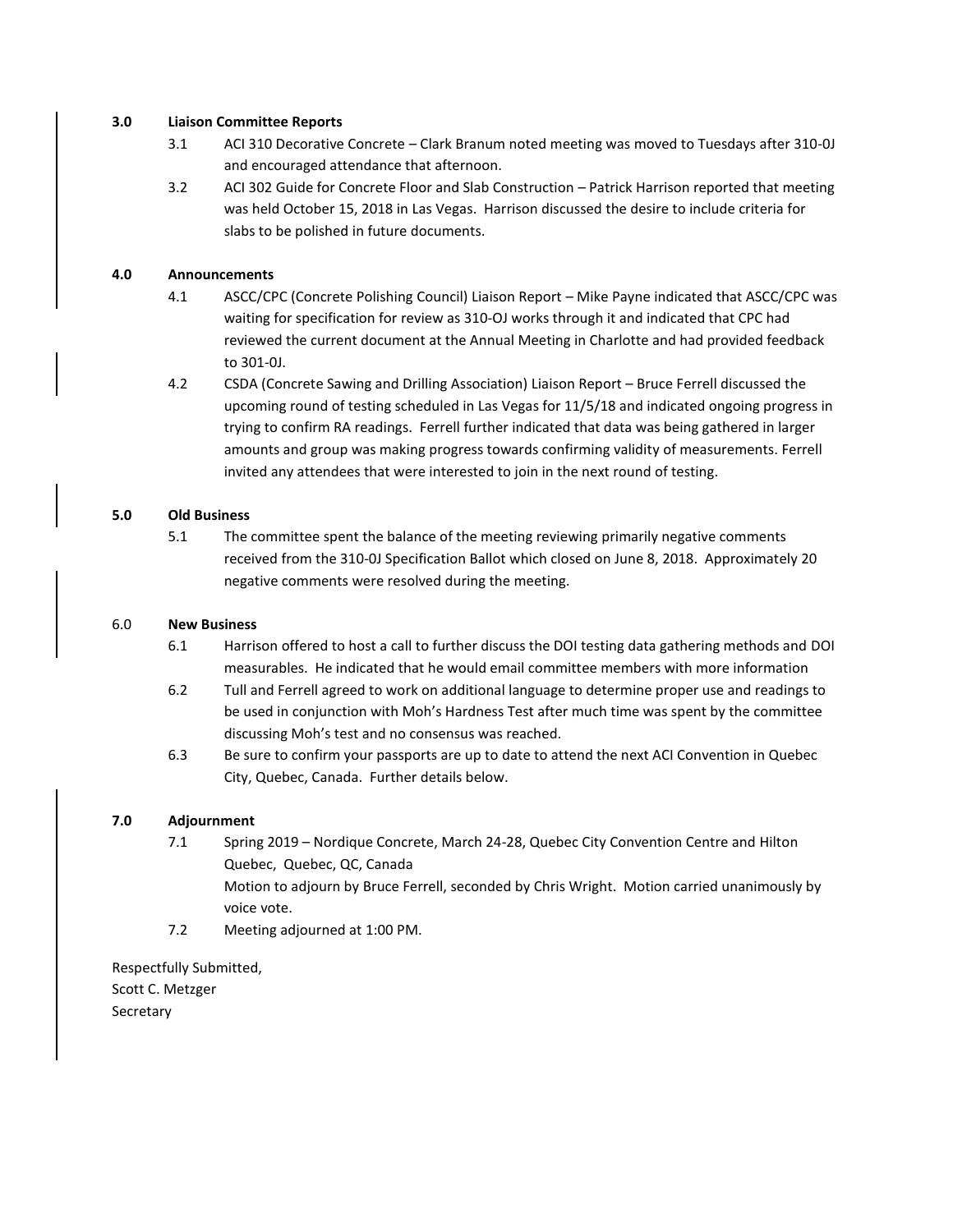**3.0 Liaison Committee Reports**

3.1 ACI 310 Decorative Concrete – Clark Branum noted meeting was moved to Tuesdays after 310-0J and encouraged attendance that afternoon.

3.2 ACI 302 Guide for Concrete Floor and Slab Construction – Patrick Harrison reported that meeting was held October 15, 2018 in Las Vegas. Harrison discussed the desire to include criteria for slabs to be polished in future documents.

**4.0 Announcements**

4.1 ASCC/CPC (Concrete Polishing Council) Liaison Report – Mike Payne indicated that ASCC/CPC was waiting for specification for review as 310-OJ works through it and indicated that CPC had reviewed the current document at the Annual Meeting in Charlotte and had provided feedback to 301-0J.

4.2 CSDA (Concrete Sawing and Drilling Association) Liaison Report – Bruce Ferrell discussed the upcoming round of testing scheduled in Las Vegas for 11/5/18 and indicated ongoing progress in trying to confirm RA readings. Ferrell further indicated that data was being gathered in larger amounts and group was making progress towards confirming validity of measurements. Ferrell invited any attendees that were interested to join in the next round of testing.

**5.0 Old Business**

5.1 The committee spent the balance of the meeting reviewing primarily negative comments received from the 310-0J Specification Ballot which closed on June 8, 2018. Approximately 20 negative comments were resolved during the meeting.

6.0 **New Business**

6.1 Harrison offered to host a call to further discuss the DOI testing data gathering methods and DOI measurables. He indicated that he would email committee members with more information

6.2 Tull and Ferrell agreed to work on additional language to determine proper use and readings to be used in conjunction with Moh's Hardness Test after much time was spent by the committee discussing Moh's test and no consensus was reached.

6.3 Be sure to confirm your passports are up to date to attend the next ACI Convention in Quebec City, Quebec, Canada. Further details below.

**7.0 Adjournment**

7.1 Spring 2019 – Nordique Concrete, March 24-28, Quebec City Convention Centre and Hilton Quebec, Quebec, QC, Canada

Motion to adjourn by Bruce Ferrell, seconded by Chris Wright. Motion carried unanimously by voice vote.

7.2 Meeting adjourned at 1:00 PM.

Respectfully Submitted,
Scott C. Metzger
Secretary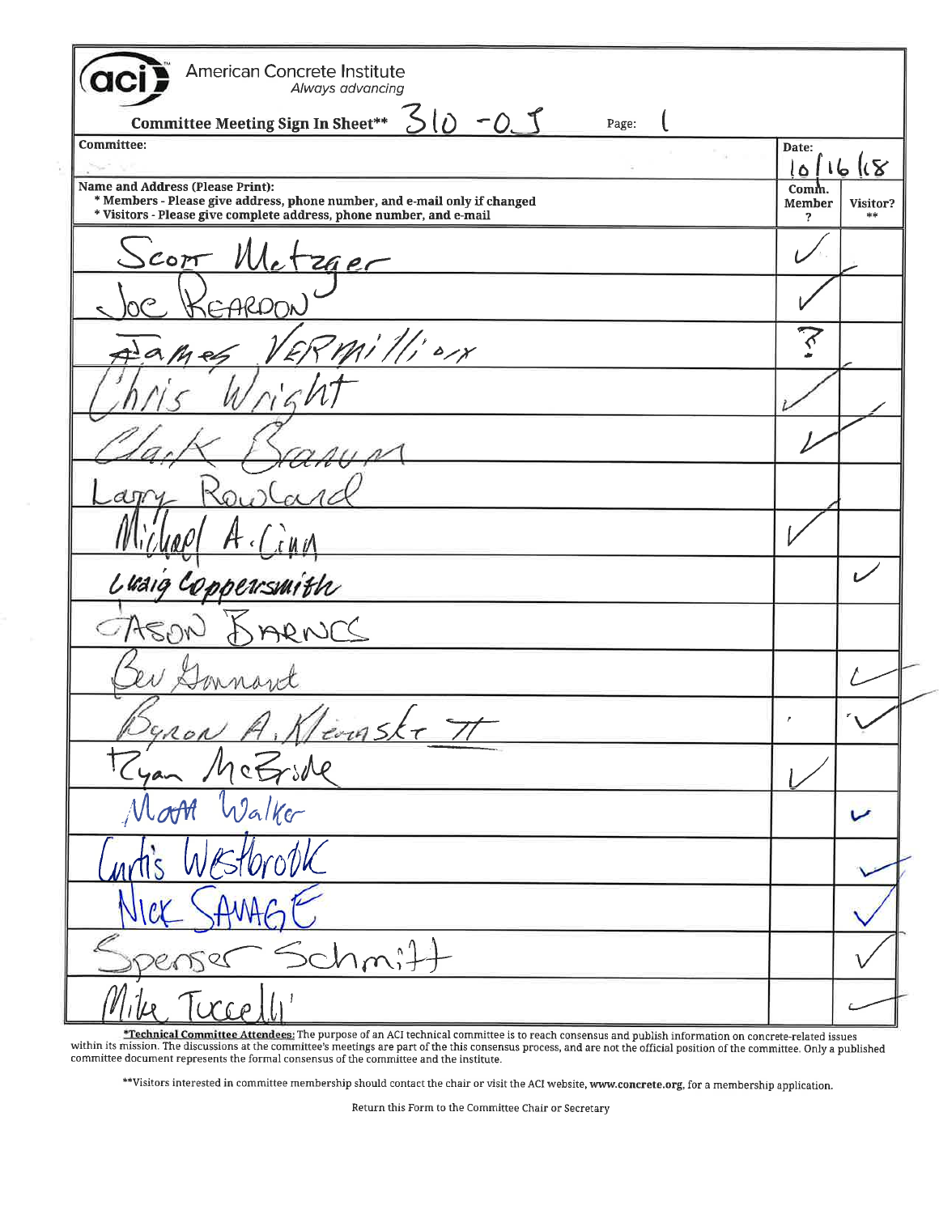**aci** American Concrete Institute
*Always advancing*

**Committee Meeting Sign In Sheet**** 310-0J | Page: 1

| Committee: | Date: 10/16/18 | |
|---|---|---|
| **Name and Address (Please Print):** <br> *** Members - Please give address, phone number, and e-mail only if changed** <br> *** Visitors - Please give complete address, phone number, and e-mail** | **Comm. Member ?** | **Visitor? \*\*** |
| Scott Metzger | ✓ | |
| Joe Reardon | ✓ | |
| James Vermillion | ? | |
| Chris Wright | ✓ | |
| Clark Branum | ✓ | |
| Larry Rowland | | |
| Michael A. Cinn | ✓ | |
| Craig Coppersmith | | ✓ |
| Jason Barnes | | |
| Bev Garnant | | ✓ |
| Byron A. Kleinsky II | | ✓ |
| Ryan McBride | ✓ | |
| Matt Walker | | ✓ |
| Curtis Westbrook | | ✓ |
| Nick Savage | | ✓ |
| Spenser Schmitt | | ✓ |
| Mike Tuccelli | | ✓ |

***Technical Committee Attendees:** The purpose of an ACI technical committee is to reach consensus and publish information on concrete-related issues within its mission. The discussions at the committee's meetings are part of the this consensus process, and are not the official position of the committee. Only a published committee document represents the formal consensus of the committee and the institute.

**Visitors interested in committee membership should contact the chair or visit the ACI website, **www.concrete.org**, for a membership application.

Return this Form to the Committee Chair or Secretary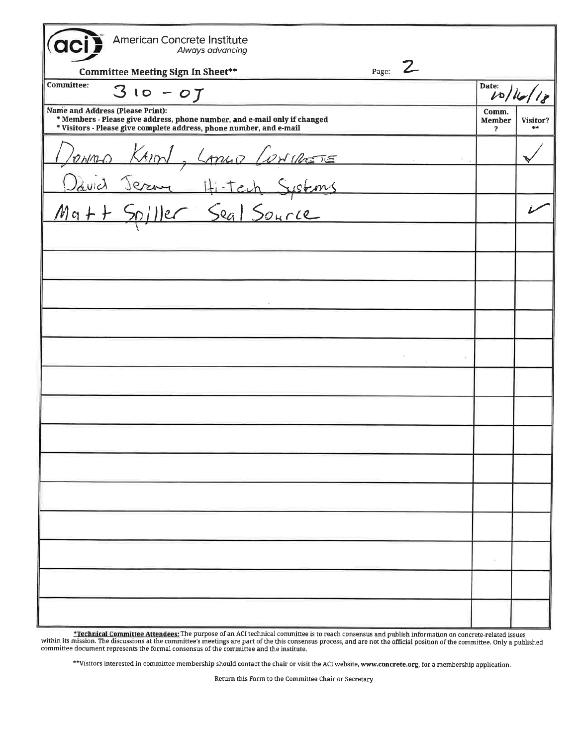# American Concrete Institute

*Always advancing*

**Committee Meeting Sign In Sheet\*\***

Page: 2

**Committee:** 310 - 07

**Date:** 10/16/18

| Name and Address (Please Print): <br> \* Members - Please give address, phone number, and e-mail only if changed <br> \* Visitors - Please give complete address, phone number, and e-mail | Comm. Member ? | Visitor? \*\* |
|---|---|---|
| Donald Kaiml, Lamar Concrete | | ✓ |
| David Jeram Hi-Tech Systems | | |
| Matt Spiller Seal Source | | ✓ |
| | | |
| | | |
| | | |
| | | |
| | | |
| | | |
| | | |
| | | |
| | | |
| | | |
| | | |
| | | |
| | | |
| | | |

\*Technical Committee Attendees: The purpose of an ACI technical committee is to reach consensus and publish information on concrete-related issues within its mission. The discussions at the committee's meetings are part of the this consensus process, and are not the official position of the committee. Only a published committee document represents the formal consensus of the committee and the institute.

\*\*Visitors interested in committee membership should contact the chair or visit the ACI website, **www.concrete.org**, for a membership application.

Return this Form to the Committee Chair or Secretary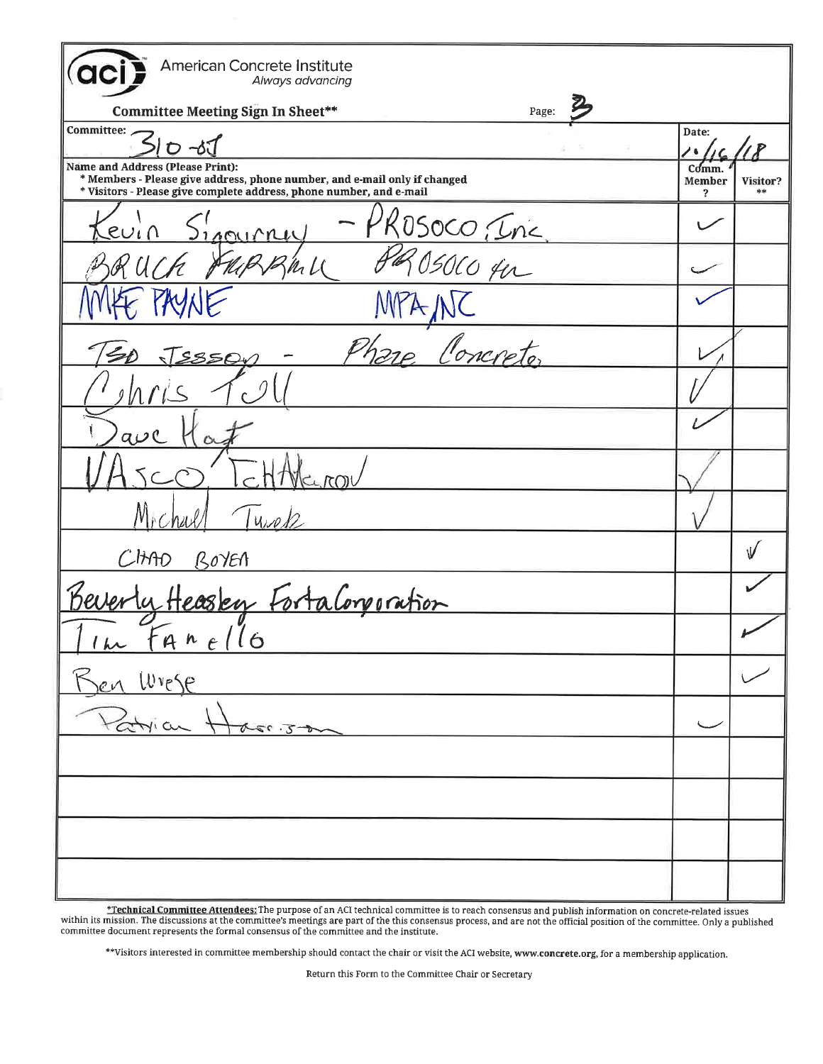American Concrete Institute
*Always advancing*

**Committee Meeting Sign In Sheet****

Page: 3

| Committee: 310-01 | Date: 10/15/18 | |
|---|---|---|
| **Name and Address (Please Print):** <br> * Members - Please give address, phone number, and e-mail only if changed <br> * Visitors - Please give complete address, phone number, and e-mail | **Comm. Member ?** | **Visitor? \*\*** |
| Kevin Sigourney - PROSOCO, Inc. | ✓ | |
| Bruce Fairbanks PROSOCO Inc | ✓ | |
| Mike Payne MPA, NC | ✓ | |
| Ted Jesson - Phaze Concrete | ✓ | |
| Chris Toll | ✓ | |
| Dave Hart | ✓ | |
| Vasco Tchakarov | ✓ | |
| Michael Turek | ✓ | |
| CHAD BOYER | | ✓ |
| Beverly Heasley Forta Corporation | | ✓ |
| Tim Fanello | | ✓ |
| Ben Wiese | | ✓ |
| Patrick Harrison | ✓ | |
| | | |
| | | |
| | | |
| | | |

***Technical Committee Attendees:** The purpose of an ACI technical committee is to reach consensus and publish information on concrete-related issues within its mission. The discussions at the committee's meetings are part of the this consensus process, and are not the official position of the committee. Only a published committee document represents the formal consensus of the committee and the institute.

**Visitors interested in committee membership should contact the chair or visit the ACI website, **www.concrete.org**, for a membership application.

Return this Form to the Committee Chair or Secretary